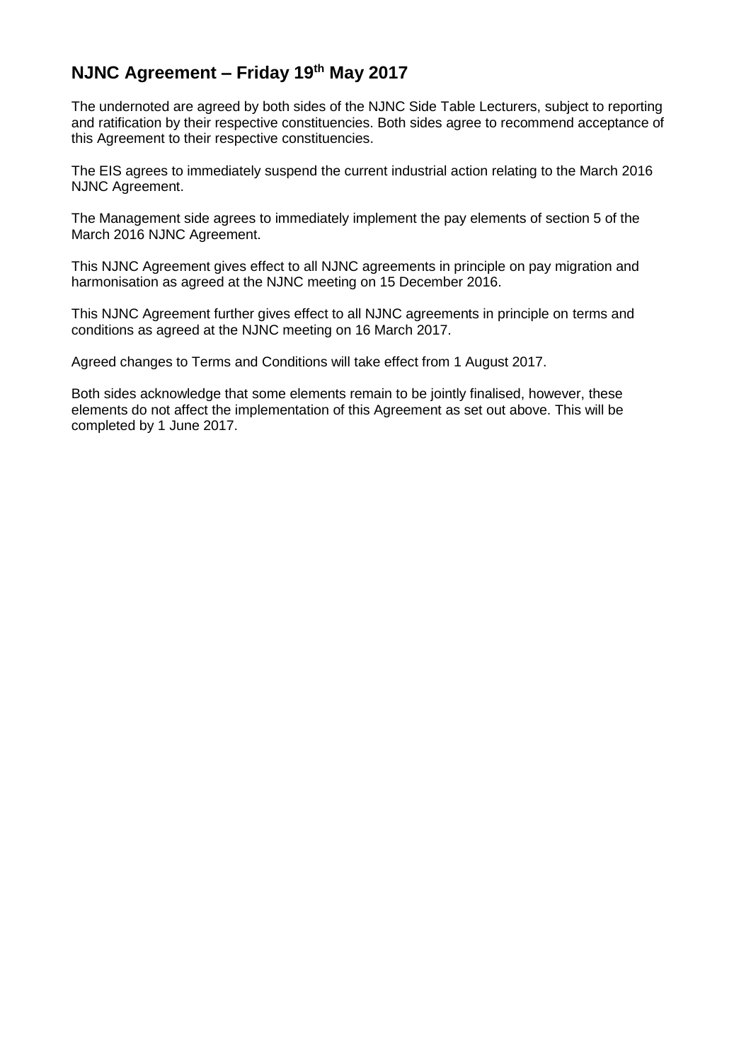# NJNC Agreement – Friday 19th May 2017

The undernoted are agreed by both sides of the NJNC Side Table Lecturers, subject to reporting and ratification by their respective constituencies. Both sides agree to recommend acceptance of this Agreement to their respective constituencies.

The EIS agrees to immediately suspend the current industrial action relating to the March 2016 NJNC Agreement.

The Management side agrees to immediately implement the pay elements of section 5 of the March 2016 NJNC Agreement.

This NJNC Agreement gives effect to all NJNC agreements in principle on pay migration and harmonisation as agreed at the NJNC meeting on 15 December 2016.

This NJNC Agreement further gives effect to all NJNC agreements in principle on terms and conditions as agreed at the NJNC meeting on 16 March 2017.

Agreed changes to Terms and Conditions will take effect from 1 August 2017.

Both sides acknowledge that some elements remain to be jointly finalised, however, these elements do not affect the implementation of this Agreement as set out above. This will be completed by 1 June 2017.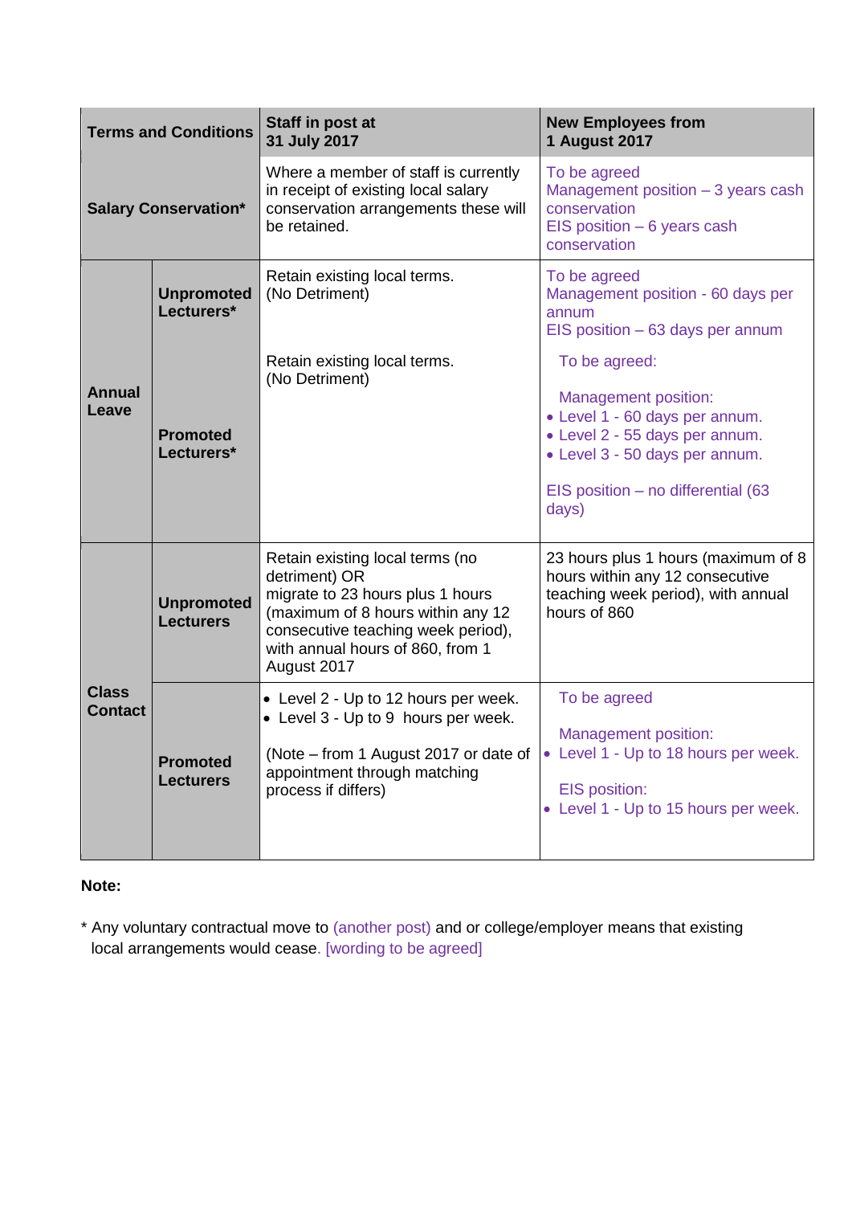| Terms and Conditions | | Staff in post at 31 July 2017 | New Employees from 1 August 2017 |
|---|---|---|---|
| Salary Conservation* | | Where a member of staff is currently in receipt of existing local salary conservation arrangements these will be retained. | To be agreed<br>Management position – 3 years cash conservation<br>EIS position – 6 years cash conservation |
| Annual Leave | Unpromoted Lecturers* | Retain existing local terms.<br>(No Detriment) | To be agreed<br>Management position - 60 days per annum<br>EIS position – 63 days per annum |
| | Promoted Lecturers* | Retain existing local terms.<br>(No Detriment) | To be agreed:<br><br>Management position:<br>• Level 1 - 60 days per annum.<br>• Level 2 - 55 days per annum.<br>• Level 3 - 50 days per annum.<br><br>EIS position – no differential (63 days) |
| Class Contact | Unpromoted Lecturers | Retain existing local terms (no detriment) OR<br>migrate to 23 hours plus 1 hours (maximum of 8 hours within any 12 consecutive teaching week period), with annual hours of 860, from 1 August 2017 | 23 hours plus 1 hours (maximum of 8 hours within any 12 consecutive teaching week period), with annual hours of 860 |
| | Promoted Lecturers | • Level 2 - Up to 12 hours per week.<br>• Level 3 - Up to 9 hours per week.<br><br>(Note – from 1 August 2017 or date of appointment through matching process if differs) | To be agreed<br><br>Management position:<br>• Level 1 - Up to 18 hours per week.<br><br>EIS position:<br>• Level 1 - Up to 15 hours per week. |

**Note:**

* Any voluntary contractual move to (another post) and or college/employer means that existing local arrangements would cease. [wording to be agreed]